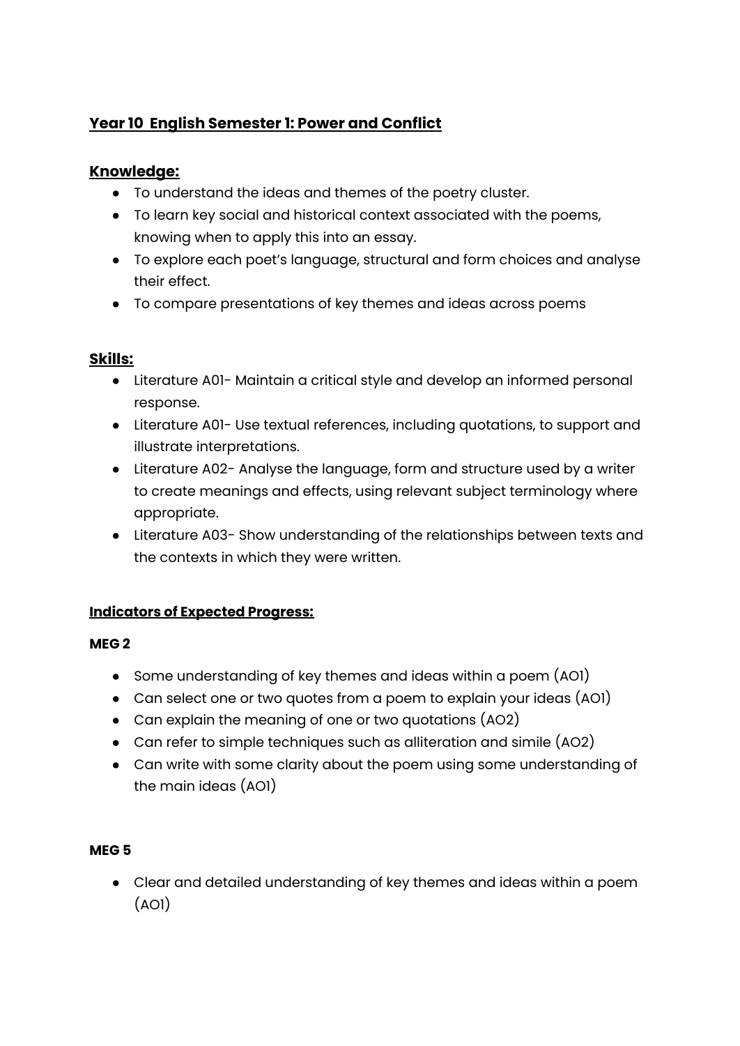## Year 10 English Semester 1: Power and Conflict

### Knowledge:

- To understand the ideas and themes of the poetry cluster.
- To learn key social and historical context associated with the poems, knowing when to apply this into an essay.
- To explore each poet's language, structural and form choices and analyse their effect.
- To compare presentations of key themes and ideas across poems

### Skills:

- Literature A01- Maintain a critical style and develop an informed personal response.
- Literature A01- Use textual references, including quotations, to support and illustrate interpretations.
- Literature A02- Analyse the language, form and structure used by a writer to create meanings and effects, using relevant subject terminology where appropriate.
- Literature A03- Show understanding of the relationships between texts and the contexts in which they were written.

#### Indicators of Expected Progress:

**MEG 2**

- Some understanding of key themes and ideas within a poem (AO1)
- Can select one or two quotes from a poem to explain your ideas (AO1)
- Can explain the meaning of one or two quotations (AO2)
- Can refer to simple techniques such as alliteration and simile (AO2)
- Can write with some clarity about the poem using some understanding of the main ideas (AO1)

**MEG 5**

- Clear and detailed understanding of key themes and ideas within a poem (AO1)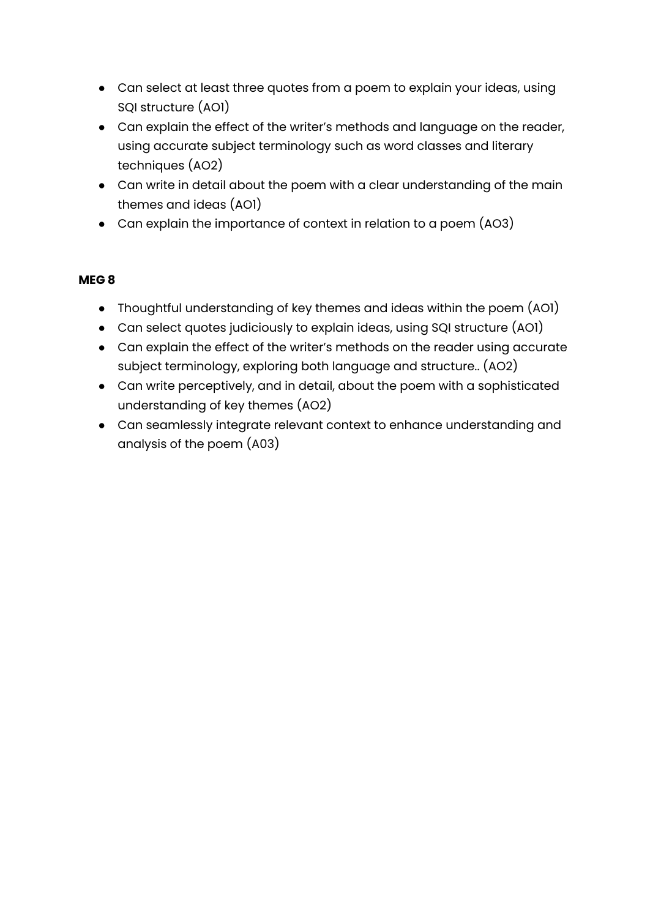- Can select at least three quotes from a poem to explain your ideas, using SQI structure (AO1)
- Can explain the effect of the writer's methods and language on the reader, using accurate subject terminology such as word classes and literary techniques (AO2)
- Can write in detail about the poem with a clear understanding of the main themes and ideas (AO1)
- Can explain the importance of context in relation to a poem (AO3)

**MEG 8**

- Thoughtful understanding of key themes and ideas within the poem (AO1)
- Can select quotes judiciously to explain ideas, using SQI structure (AO1)
- Can explain the effect of the writer's methods on the reader using accurate subject terminology, exploring both language and structure.. (AO2)
- Can write perceptively, and in detail, about the poem with a sophisticated understanding of key themes (AO2)
- Can seamlessly integrate relevant context to enhance understanding and analysis of the poem (A03)